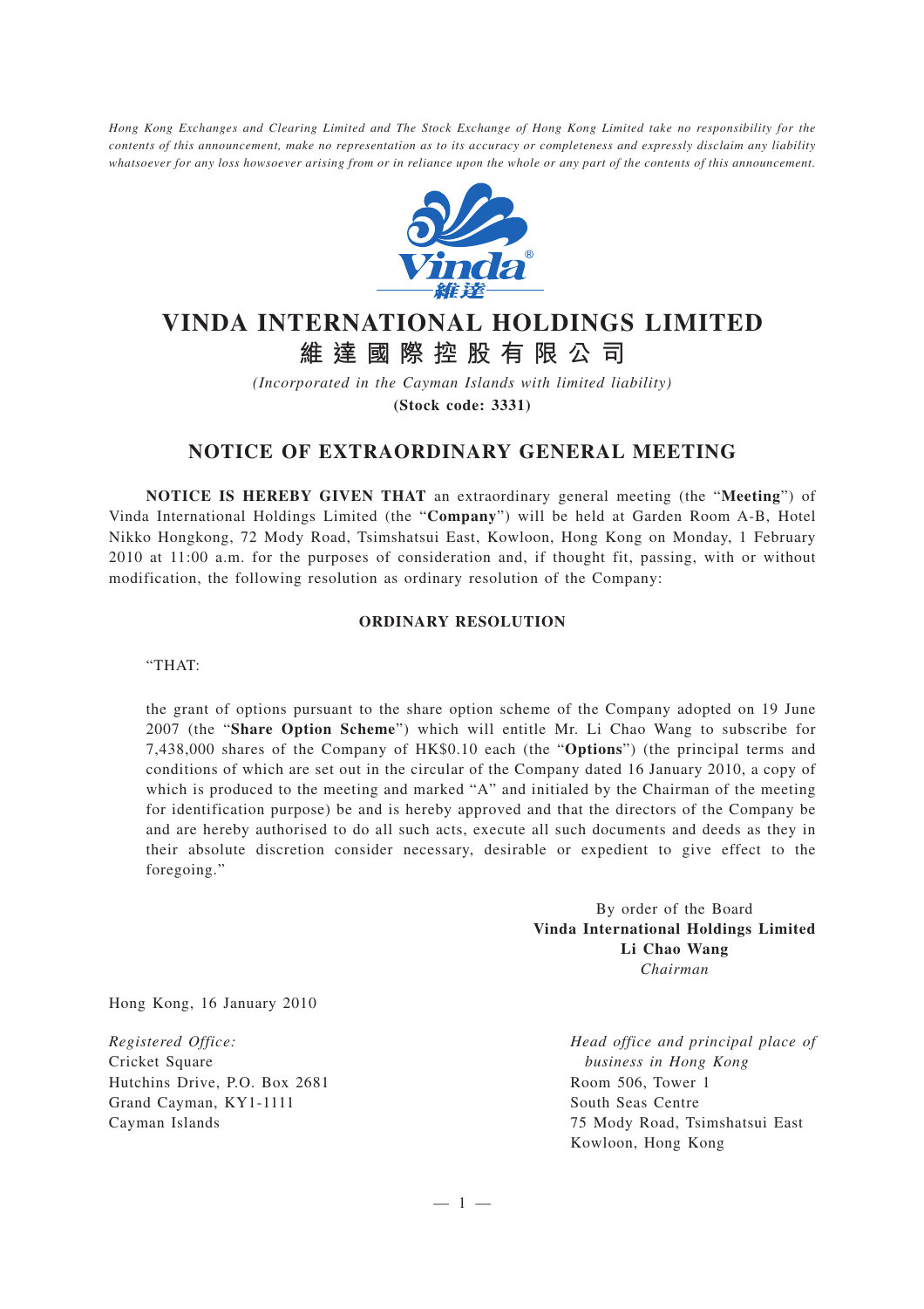*Hong Kong Exchanges and Clearing Limited and The Stock Exchange of Hong Kong Limited take no responsibility for the contents of this announcement, make no representation as to its accuracy or completeness and expressly disclaim any liability whatsoever for any loss howsoever arising from or in reliance upon the whole or any part of the contents of this announcement.*

# VINDA INTERNATIONAL HOLDINGS LIMITED
# 維達國際控股有限公司

*(Incorporated in the Cayman Islands with limited liability)*

**(Stock code: 3331)**

## NOTICE OF EXTRAORDINARY GENERAL MEETING

**NOTICE IS HEREBY GIVEN THAT** an extraordinary general meeting (the "**Meeting**") of Vinda International Holdings Limited (the "**Company**") will be held at Garden Room A-B, Hotel Nikko Hongkong, 72 Mody Road, Tsimshatsui East, Kowloon, Hong Kong on Monday, 1 February 2010 at 11:00 a.m. for the purposes of consideration and, if thought fit, passing, with or without modification, the following resolution as ordinary resolution of the Company:

### ORDINARY RESOLUTION

"THAT:

the grant of options pursuant to the share option scheme of the Company adopted on 19 June 2007 (the "**Share Option Scheme**") which will entitle Mr. Li Chao Wang to subscribe for 7,438,000 shares of the Company of HK$0.10 each (the "**Options**") (the principal terms and conditions of which are set out in the circular of the Company dated 16 January 2010, a copy of which is produced to the meeting and marked "A" and initialed by the Chairman of the meeting for identification purpose) be and is hereby approved and that the directors of the Company be and are hereby authorised to do all such acts, execute all such documents and deeds as they in their absolute discretion consider necessary, desirable or expedient to give effect to the foregoing."

By order of the Board
**Vinda International Holdings Limited**
**Li Chao Wang**
*Chairman*

Hong Kong, 16 January 2010

*Registered Office:*
Cricket Square
Hutchins Drive, P.O. Box 2681
Grand Cayman, KY1-1111
Cayman Islands

*Head office and principal place of business in Hong Kong*
Room 506, Tower 1
South Seas Centre
75 Mody Road, Tsimshatsui East
Kowloon, Hong Kong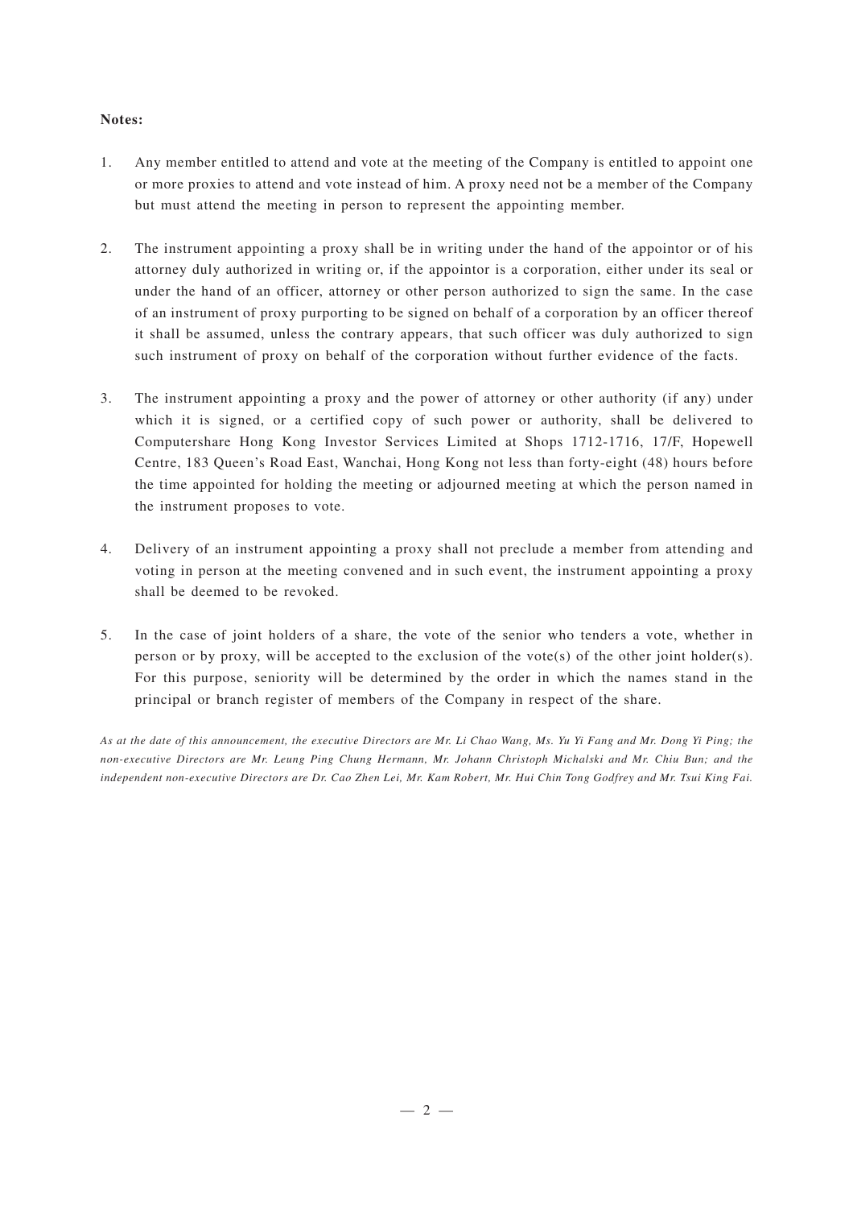**Notes:**

1. Any member entitled to attend and vote at the meeting of the Company is entitled to appoint one or more proxies to attend and vote instead of him. A proxy need not be a member of the Company but must attend the meeting in person to represent the appointing member.

2. The instrument appointing a proxy shall be in writing under the hand of the appointor or of his attorney duly authorized in writing or, if the appointor is a corporation, either under its seal or under the hand of an officer, attorney or other person authorized to sign the same. In the case of an instrument of proxy purporting to be signed on behalf of a corporation by an officer thereof it shall be assumed, unless the contrary appears, that such officer was duly authorized to sign such instrument of proxy on behalf of the corporation without further evidence of the facts.

3. The instrument appointing a proxy and the power of attorney or other authority (if any) under which it is signed, or a certified copy of such power or authority, shall be delivered to Computershare Hong Kong Investor Services Limited at Shops 1712-1716, 17/F, Hopewell Centre, 183 Queen's Road East, Wanchai, Hong Kong not less than forty-eight (48) hours before the time appointed for holding the meeting or adjourned meeting at which the person named in the instrument proposes to vote.

4. Delivery of an instrument appointing a proxy shall not preclude a member from attending and voting in person at the meeting convened and in such event, the instrument appointing a proxy shall be deemed to be revoked.

5. In the case of joint holders of a share, the vote of the senior who tenders a vote, whether in person or by proxy, will be accepted to the exclusion of the vote(s) of the other joint holder(s). For this purpose, seniority will be determined by the order in which the names stand in the principal or branch register of members of the Company in respect of the share.

*As at the date of this announcement, the executive Directors are Mr. Li Chao Wang, Ms. Yu Yi Fang and Mr. Dong Yi Ping; the non-executive Directors are Mr. Leung Ping Chung Hermann, Mr. Johann Christoph Michalski and Mr. Chiu Bun; and the independent non-executive Directors are Dr. Cao Zhen Lei, Mr. Kam Robert, Mr. Hui Chin Tong Godfrey and Mr. Tsui King Fai.*